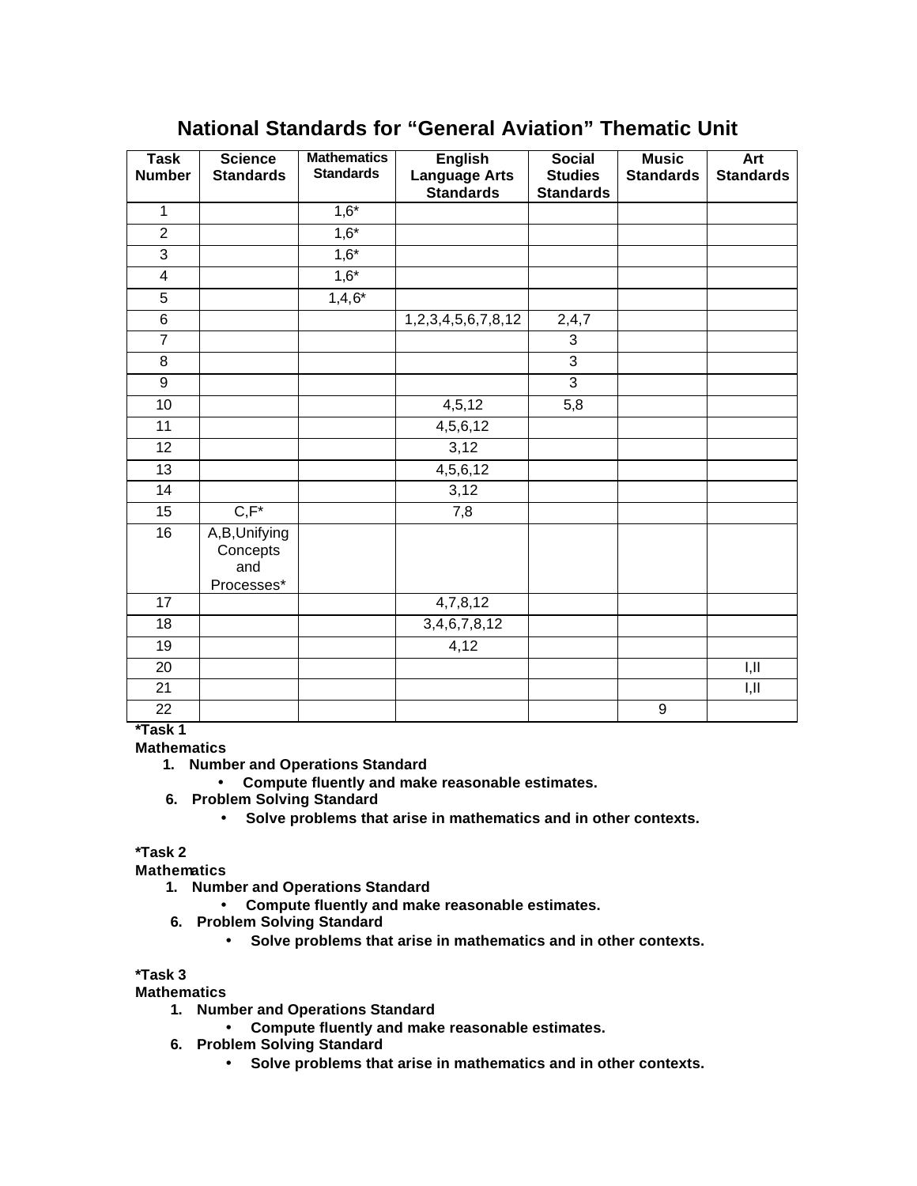# National Standards for "General Aviation" Thematic Unit

| Task Number | Science Standards | Mathematics Standards | English Language Arts Standards | Social Studies Standards | Music Standards | Art Standards |
|---|---|---|---|---|---|---|
| 1 | | 1,6* | | | | |
| 2 | | 1,6* | | | | |
| 3 | | 1,6* | | | | |
| 4 | | 1,6* | | | | |
| 5 | | 1,4,6* | | | | |
| 6 | | | 1,2,3,4,5,6,7,8,12 | 2,4,7 | | |
| 7 | | | | 3 | | |
| 8 | | | | 3 | | |
| 9 | | | | 3 | | |
| 10 | | | 4,5,12 | 5,8 | | |
| 11 | | | 4,5,6,12 | | | |
| 12 | | | 3,12 | | | |
| 13 | | | 4,5,6,12 | | | |
| 14 | | | 3,12 | | | |
| 15 | C,F* | | 7,8 | | | |
| 16 | A,B,Unifying Concepts and Processes* | | | | | |
| 17 | | | 4,7,8,12 | | | |
| 18 | | | 3,4,6,7,8,12 | | | |
| 19 | | | 4,12 | | | |
| 20 | | | | | | I,II |
| 21 | | | | | | I,II |
| 22 | | | | | 9 | |

**\*Task 1**
**Mathematics**

1. **Number and Operations Standard**
   - **Compute fluently and make reasonable estimates.**
6. **Problem Solving Standard**
   - **Solve problems that arise in mathematics and in other contexts.**

**\*Task 2**
**Mathematics**

1. **Number and Operations Standard**
   - **Compute fluently and make reasonable estimates.**
6. **Problem Solving Standard**
   - **Solve problems that arise in mathematics and in other contexts.**

**\*Task 3**
**Mathematics**

1. **Number and Operations Standard**
   - **Compute fluently and make reasonable estimates.**
6. **Problem Solving Standard**
   - **Solve problems that arise in mathematics and in other contexts.**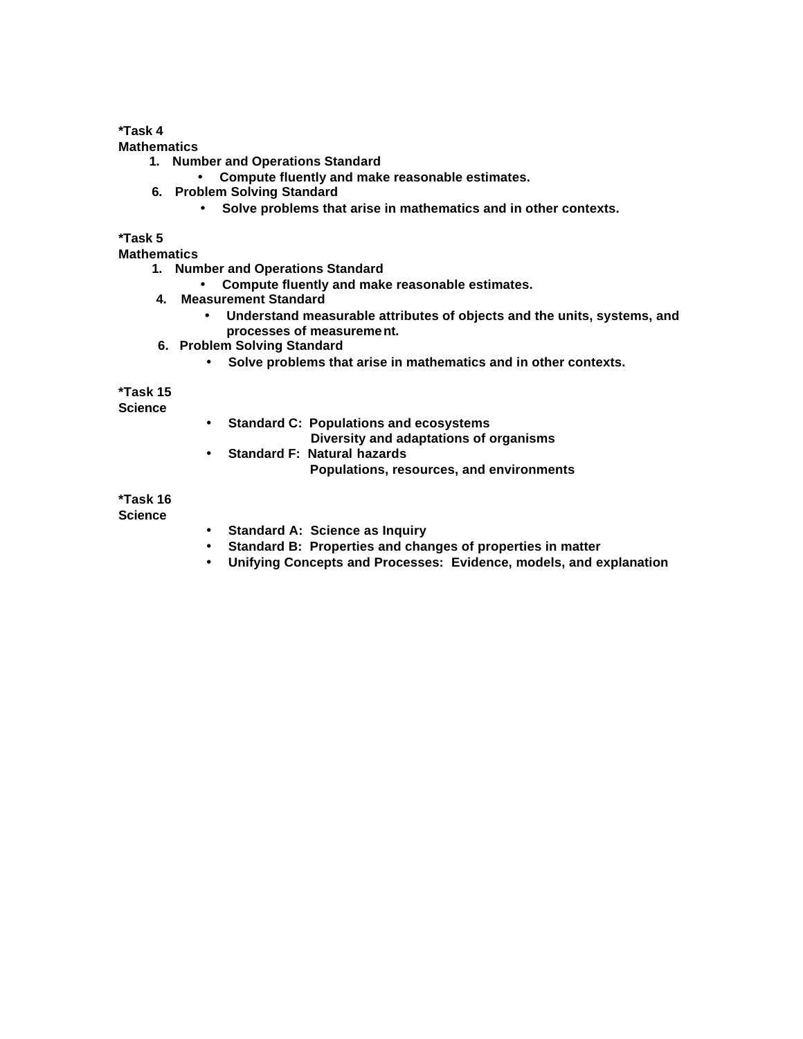**\*Task 4**
**Mathematics**

1. **Number and Operations Standard**
    - **Compute fluently and make reasonable estimates.**

6. **Problem Solving Standard**
    - **Solve problems that arise in mathematics and in other contexts.**

**\*Task 5**
**Mathematics**

1. **Number and Operations Standard**
    - **Compute fluently and make reasonable estimates.**

4. **Measurement Standard**
    - **Understand measurable attributes of objects and the units, systems, and processes of measurement.**

6. **Problem Solving Standard**
    - **Solve problems that arise in mathematics and in other contexts.**

**\*Task 15**
**Science**

- **Standard C: Populations and ecosystems**
  **Diversity and adaptations of organisms**
- **Standard F: Natural hazards**
  **Populations, resources, and environments**

**\*Task 16**
**Science**

- **Standard A: Science as Inquiry**
- **Standard B: Properties and changes of properties in matter**
- **Unifying Concepts and Processes: Evidence, models, and explanation**